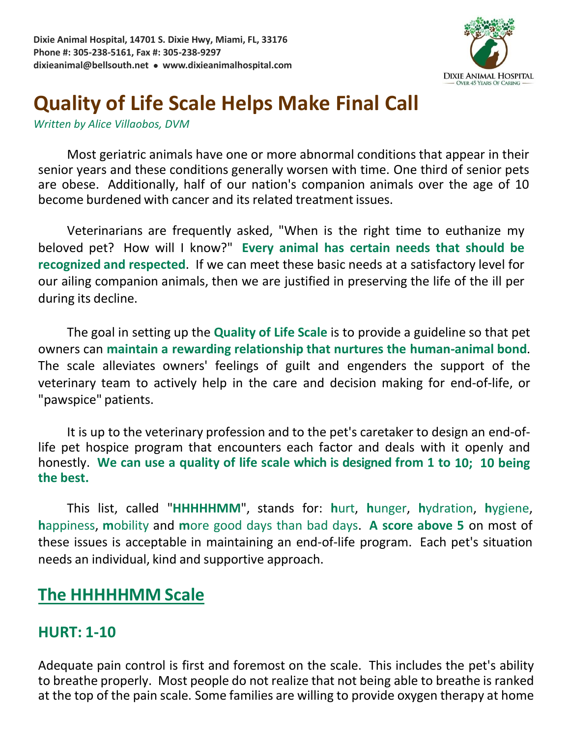Dixie Animal Hospital, 14701 S. Dixie Hwy, Miami, FL, 33176
Phone #: 305-238-5161, Fax #: 305-238-9297
dixieanimal@bellsouth.net • www.dixieanimalhospital.com

DIXIE ANIMAL HOSPITAL — OVER 45 YEARS OF CARING —

# Quality of Life Scale Helps Make Final Call

*Written by Alice Villaobos, DVM*

Most geriatric animals have one or more abnormal conditions that appear in their senior years and these conditions generally worsen with time. One third of senior pets are obese. Additionally, half of our nation's companion animals over the age of 10 become burdened with cancer and its related treatment issues.

Veterinarians are frequently asked, "When is the right time to euthanize my beloved pet? How will I know?" **Every animal has certain needs that should be recognized and respected**. If we can meet these basic needs at a satisfactory level for our ailing companion animals, then we are justified in preserving the life of the ill per during its decline.

The goal in setting up the **Quality of Life Scale** is to provide a guideline so that pet owners can **maintain a rewarding relationship that nurtures the human-animal bond**. The scale alleviates owners' feelings of guilt and engenders the support of the veterinary team to actively help in the care and decision making for end-of-life, or "pawspice" patients.

It is up to the veterinary profession and to the pet's caretaker to design an end-of-life pet hospice program that encounters each factor and deals with it openly and honestly. **We can use a quality of life scale which is designed from 1 to 10; 10 being the best.**

This list, called "**HHHHHMM**", stands for: **h**urt, **h**unger, **h**ydration, **h**ygiene, **h**appiness, **m**obility and **m**ore good days than bad days. **A score above 5** on most of these issues is acceptable in maintaining an end-of-life program. Each pet's situation needs an individual, kind and supportive approach.

## The HHHHHMM Scale

### HURT: 1-10

Adequate pain control is first and foremost on the scale. This includes the pet's ability to breathe properly. Most people do not realize that not being able to breathe is ranked at the top of the pain scale. Some families are willing to provide oxygen therapy at home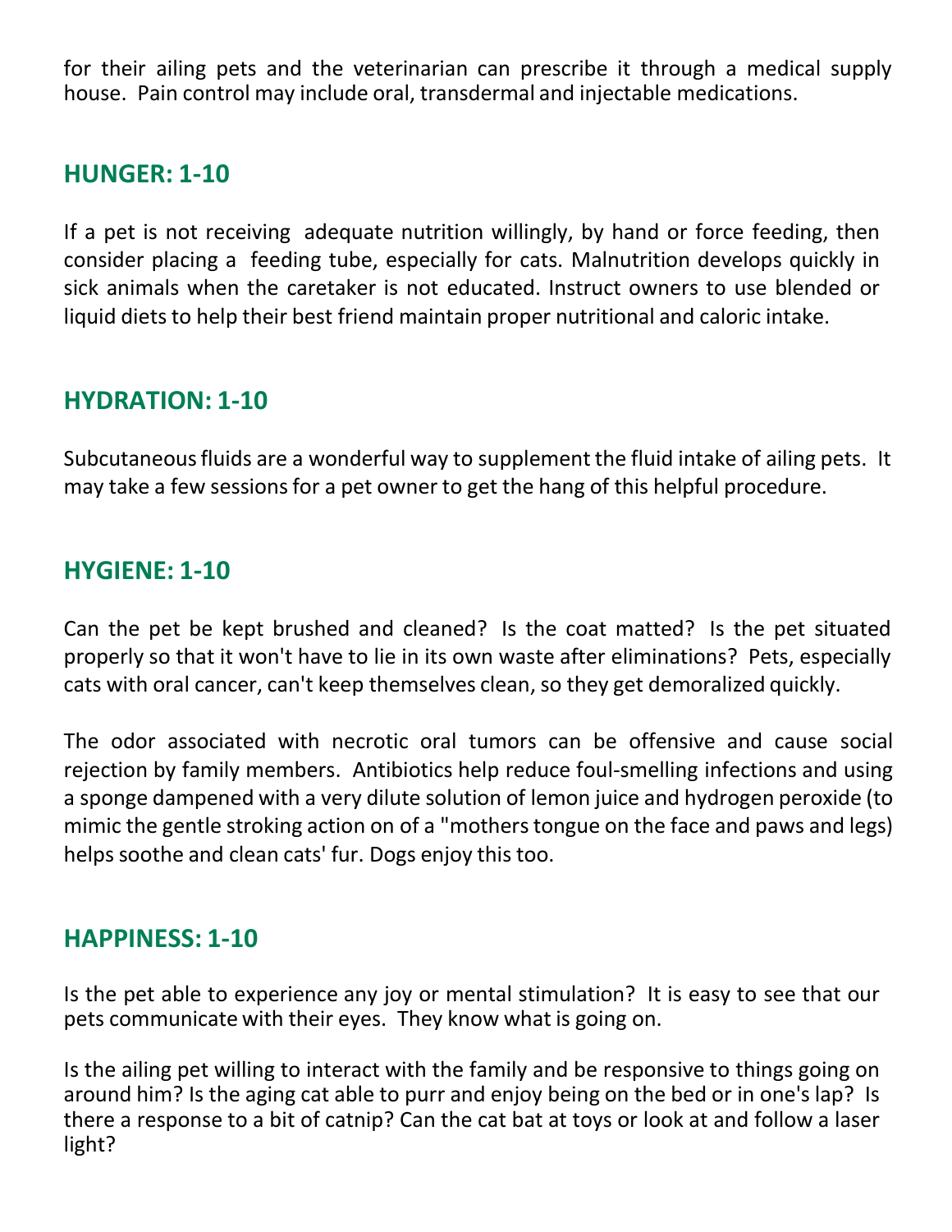for their ailing pets and the veterinarian can prescribe it through a medical supply house. Pain control may include oral, transdermal and injectable medications.

## HUNGER: 1-10

If a pet is not receiving adequate nutrition willingly, by hand or force feeding, then consider placing a feeding tube, especially for cats. Malnutrition develops quickly in sick animals when the caretaker is not educated. Instruct owners to use blended or liquid diets to help their best friend maintain proper nutritional and caloric intake.

## HYDRATION: 1-10

Subcutaneous fluids are a wonderful way to supplement the fluid intake of ailing pets. It may take a few sessions for a pet owner to get the hang of this helpful procedure.

## HYGIENE: 1-10

Can the pet be kept brushed and cleaned? Is the coat matted? Is the pet situated properly so that it won't have to lie in its own waste after eliminations? Pets, especially cats with oral cancer, can't keep themselves clean, so they get demoralized quickly.

The odor associated with necrotic oral tumors can be offensive and cause social rejection by family members. Antibiotics help reduce foul-smelling infections and using a sponge dampened with a very dilute solution of lemon juice and hydrogen peroxide (to mimic the gentle stroking action on of a "mothers tongue on the face and paws and legs) helps soothe and clean cats' fur. Dogs enjoy this too.

## HAPPINESS: 1-10

Is the pet able to experience any joy or mental stimulation? It is easy to see that our pets communicate with their eyes. They know what is going on.

Is the ailing pet willing to interact with the family and be responsive to things going on around him? Is the aging cat able to purr and enjoy being on the bed or in one's lap? Is there a response to a bit of catnip? Can the cat bat at toys or look at and follow a laser light?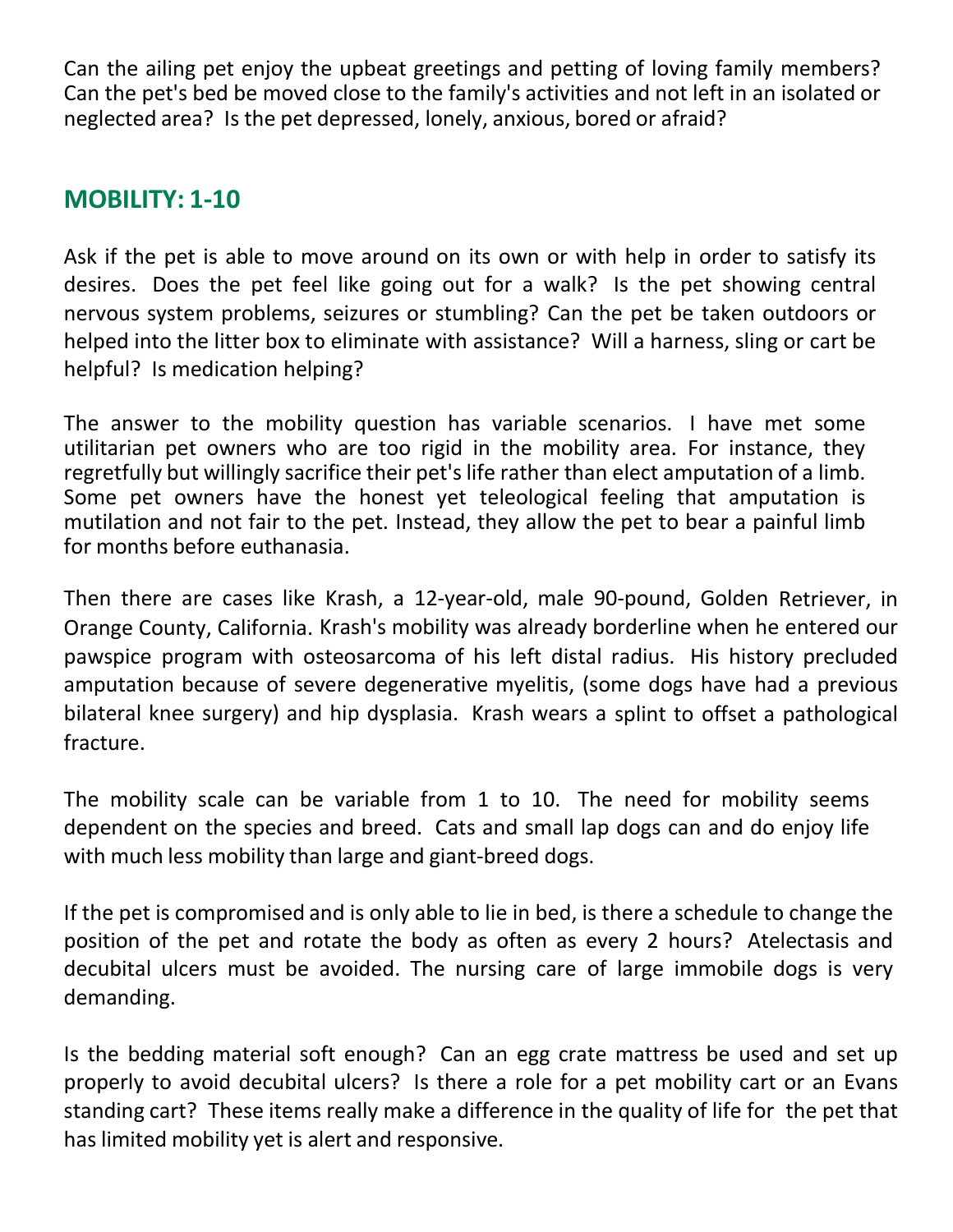Can the ailing pet enjoy the upbeat greetings and petting of loving family members? Can the pet's bed be moved close to the family's activities and not left in an isolated or neglected area? Is the pet depressed, lonely, anxious, bored or afraid?

## MOBILITY: 1-10

Ask if the pet is able to move around on its own or with help in order to satisfy its desires. Does the pet feel like going out for a walk? Is the pet showing central nervous system problems, seizures or stumbling? Can the pet be taken outdoors or helped into the litter box to eliminate with assistance? Will a harness, sling or cart be helpful? Is medication helping?

The answer to the mobility question has variable scenarios. I have met some utilitarian pet owners who are too rigid in the mobility area. For instance, they regretfully but willingly sacrifice their pet's life rather than elect amputation of a limb. Some pet owners have the honest yet teleological feeling that amputation is mutilation and not fair to the pet. Instead, they allow the pet to bear a painful limb for months before euthanasia.

Then there are cases like Krash, a 12-year-old, male 90-pound, Golden Retriever, in Orange County, California. Krash's mobility was already borderline when he entered our pawspice program with osteosarcoma of his left distal radius. His history precluded amputation because of severe degenerative myelitis, (some dogs have had a previous bilateral knee surgery) and hip dysplasia. Krash wears a splint to offset a pathological fracture.

The mobility scale can be variable from 1 to 10. The need for mobility seems dependent on the species and breed. Cats and small lap dogs can and do enjoy life with much less mobility than large and giant-breed dogs.

If the pet is compromised and is only able to lie in bed, is there a schedule to change the position of the pet and rotate the body as often as every 2 hours? Atelectasis and decubital ulcers must be avoided. The nursing care of large immobile dogs is very demanding.

Is the bedding material soft enough? Can an egg crate mattress be used and set up properly to avoid decubital ulcers? Is there a role for a pet mobility cart or an Evans standing cart? These items really make a difference in the quality of life for the pet that has limited mobility yet is alert and responsive.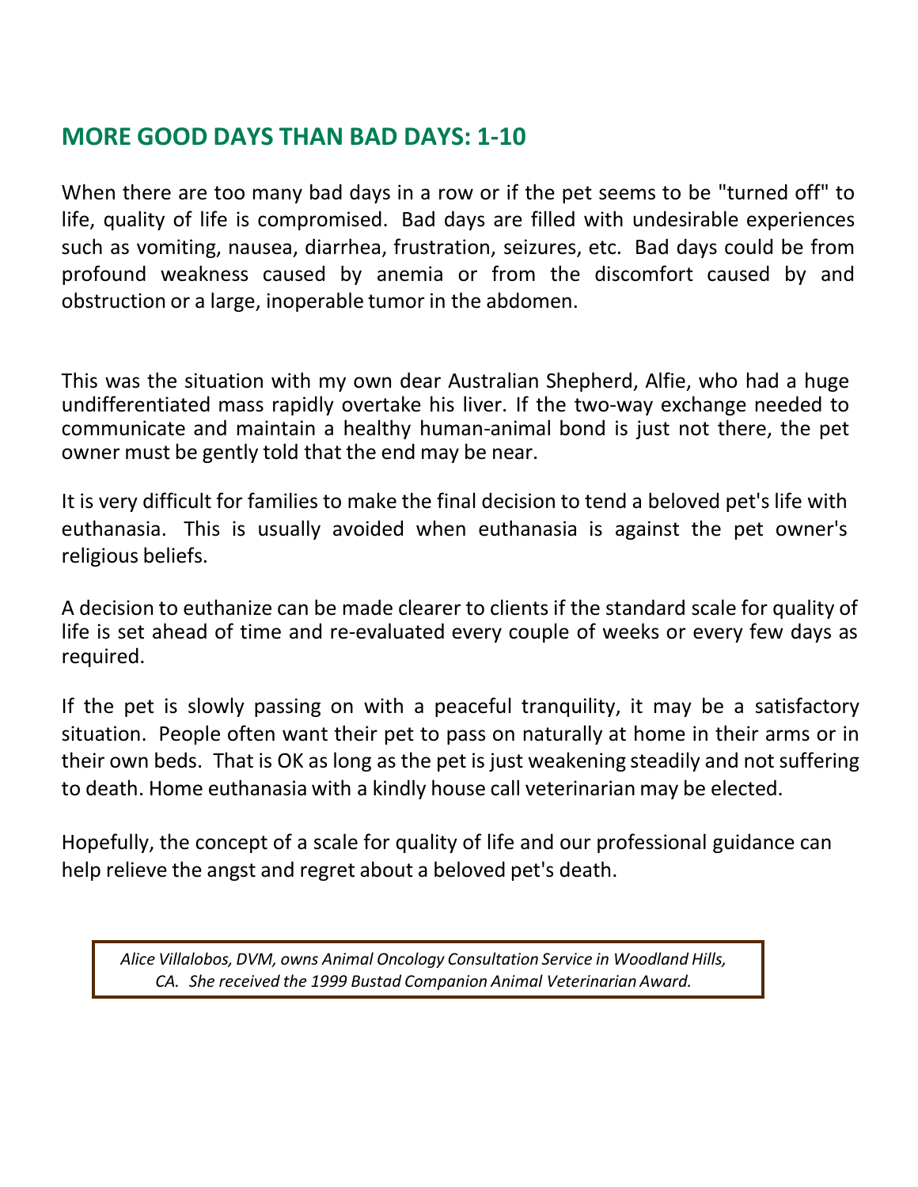## MORE GOOD DAYS THAN BAD DAYS: 1-10

When there are too many bad days in a row or if the pet seems to be "turned off" to life, quality of life is compromised. Bad days are filled with undesirable experiences such as vomiting, nausea, diarrhea, frustration, seizures, etc. Bad days could be from profound weakness caused by anemia or from the discomfort caused by and obstruction or a large, inoperable tumor in the abdomen.

This was the situation with my own dear Australian Shepherd, Alfie, who had a huge undifferentiated mass rapidly overtake his liver. If the two-way exchange needed to communicate and maintain a healthy human-animal bond is just not there, the pet owner must be gently told that the end may be near.

It is very difficult for families to make the final decision to tend a beloved pet's life with euthanasia. This is usually avoided when euthanasia is against the pet owner's religious beliefs.

A decision to euthanize can be made clearer to clients if the standard scale for quality of life is set ahead of time and re-evaluated every couple of weeks or every few days as required.

If the pet is slowly passing on with a peaceful tranquility, it may be a satisfactory situation. People often want their pet to pass on naturally at home in their arms or in their own beds. That is OK as long as the pet is just weakening steadily and not suffering to death. Home euthanasia with a kindly house call veterinarian may be elected.

Hopefully, the concept of a scale for quality of life and our professional guidance can help relieve the angst and regret about a beloved pet's death.

*Alice Villalobos, DVM, owns Animal Oncology Consultation Service in Woodland Hills, CA. She received the 1999 Bustad Companion Animal Veterinarian Award.*